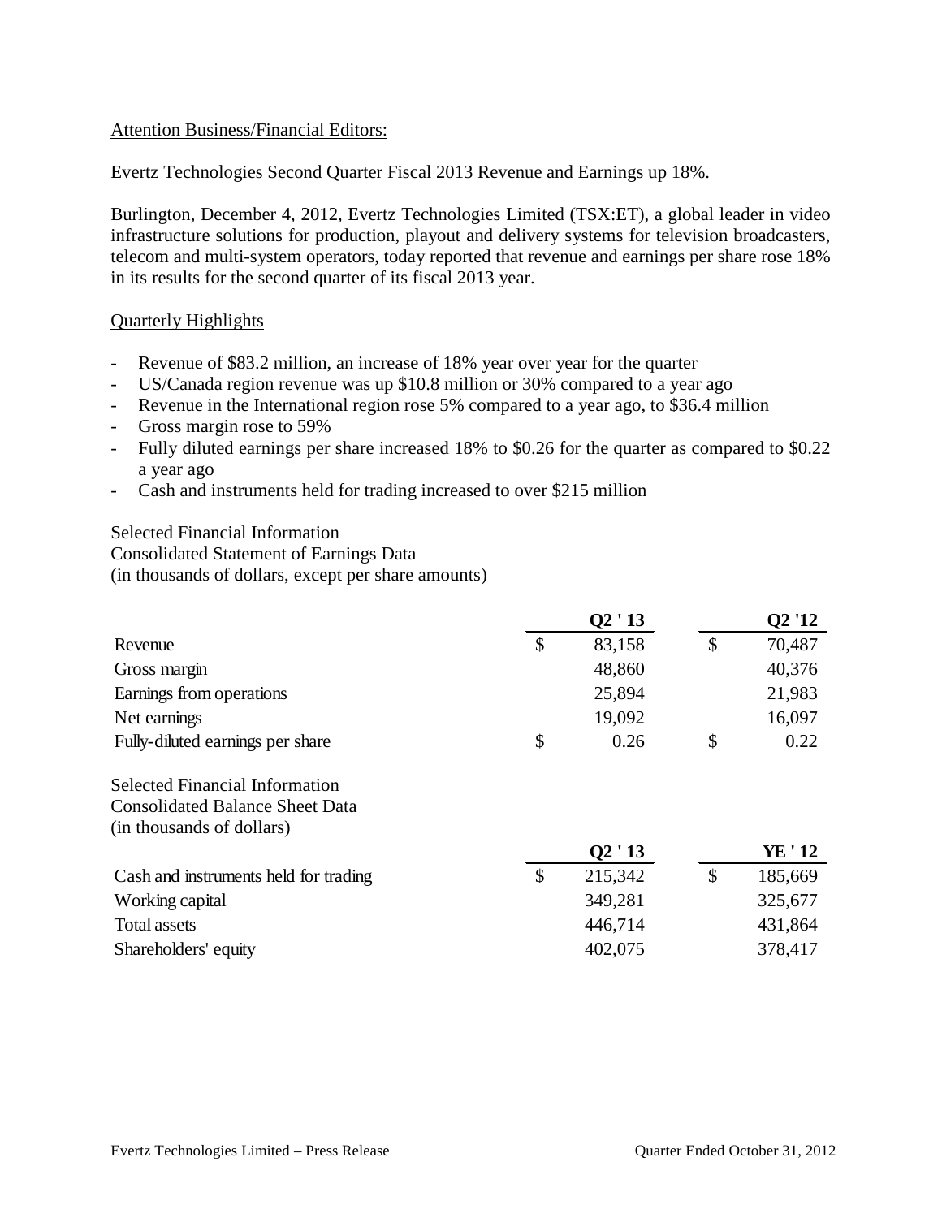Attention Business/Financial Editors:

Evertz Technologies Second Quarter Fiscal 2013 Revenue and Earnings up 18%.

Burlington, December 4, 2012, Evertz Technologies Limited (TSX:ET), a global leader in video infrastructure solutions for production, playout and delivery systems for television broadcasters, telecom and multi-system operators, today reported that revenue and earnings per share rose 18% in its results for the second quarter of its fiscal 2013 year.

Quarterly Highlights

- Revenue of $83.2 million, an increase of 18% year over year for the quarter
- US/Canada region revenue was up $10.8 million or 30% compared to a year ago
- Revenue in the International region rose 5% compared to a year ago, to $36.4 million
- Gross margin rose to 59%
- Fully diluted earnings per share increased 18% to $0.26 for the quarter as compared to $0.22 a year ago
- Cash and instruments held for trading increased to over $215 million

Selected Financial Information
Consolidated Statement of Earnings Data
(in thousands of dollars, except per share amounts)

| | Q2 ' 13 | Q2 '12 |
|---|---|---|
| Revenue | $ 83,158 | $ 70,487 |
| Gross margin | 48,860 | 40,376 |
| Earnings from operations | 25,894 | 21,983 |
| Net earnings | 19,092 | 16,097 |
| Fully-diluted earnings per share | $ 0.26 | $ 0.22 |

Selected Financial Information
Consolidated Balance Sheet Data
(in thousands of dollars)

| | Q2 ' 13 | YE ' 12 |
|---|---|---|
| Cash and instruments held for trading | $ 215,342 | $ 185,669 |
| Working capital | 349,281 | 325,677 |
| Total assets | 446,714 | 431,864 |
| Shareholders' equity | 402,075 | 378,417 |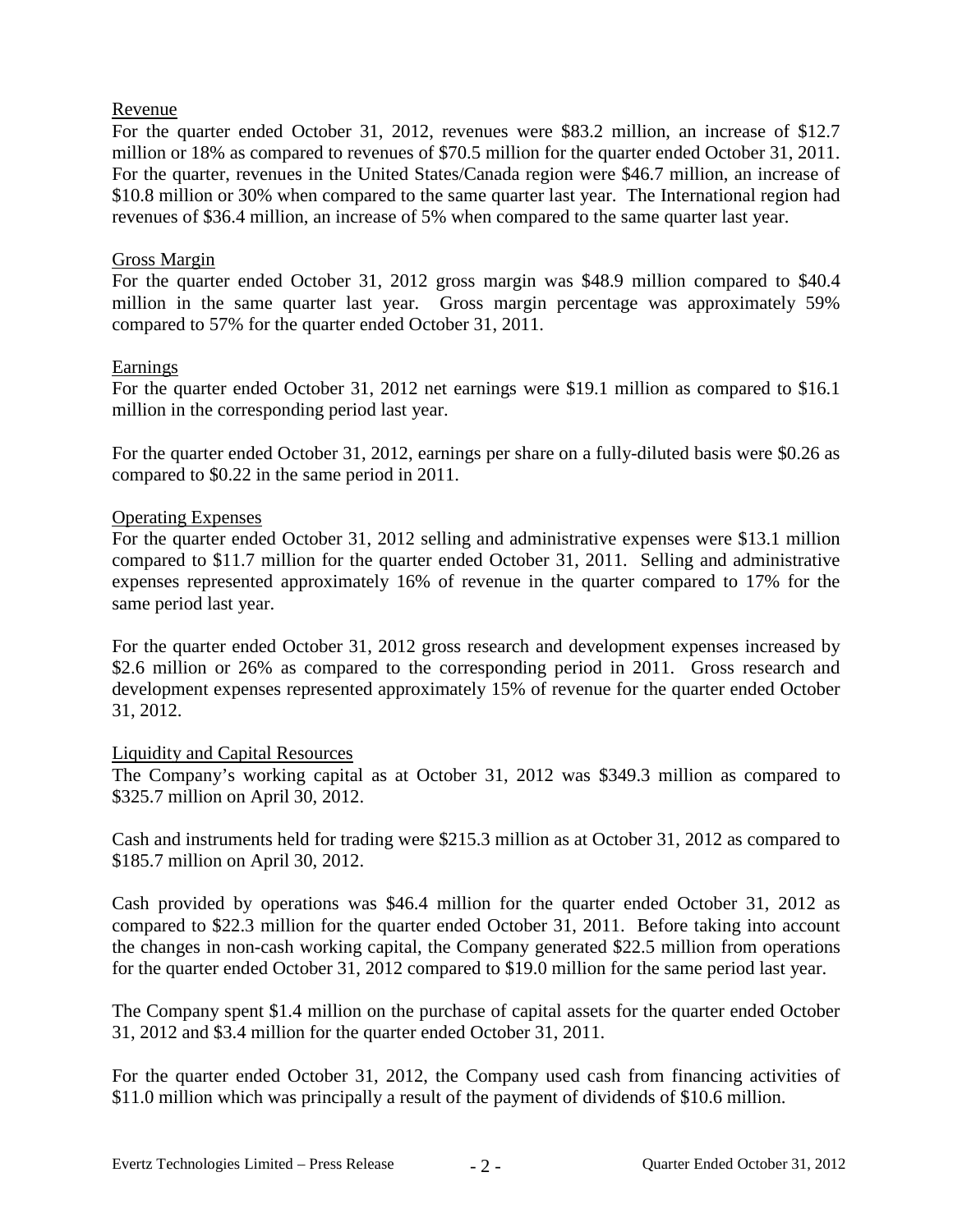## Revenue

For the quarter ended October 31, 2012, revenues were $83.2 million, an increase of $12.7 million or 18% as compared to revenues of $70.5 million for the quarter ended October 31, 2011. For the quarter, revenues in the United States/Canada region were $46.7 million, an increase of $10.8 million or 30% when compared to the same quarter last year. The International region had revenues of $36.4 million, an increase of 5% when compared to the same quarter last year.

## Gross Margin

For the quarter ended October 31, 2012 gross margin was $48.9 million compared to $40.4 million in the same quarter last year. Gross margin percentage was approximately 59% compared to 57% for the quarter ended October 31, 2011.

## Earnings

For the quarter ended October 31, 2012 net earnings were $19.1 million as compared to $16.1 million in the corresponding period last year.

For the quarter ended October 31, 2012, earnings per share on a fully-diluted basis were $0.26 as compared to $0.22 in the same period in 2011.

## Operating Expenses

For the quarter ended October 31, 2012 selling and administrative expenses were $13.1 million compared to $11.7 million for the quarter ended October 31, 2011. Selling and administrative expenses represented approximately 16% of revenue in the quarter compared to 17% for the same period last year.

For the quarter ended October 31, 2012 gross research and development expenses increased by $2.6 million or 26% as compared to the corresponding period in 2011. Gross research and development expenses represented approximately 15% of revenue for the quarter ended October 31, 2012.

## Liquidity and Capital Resources

The Company's working capital as at October 31, 2012 was $349.3 million as compared to $325.7 million on April 30, 2012.

Cash and instruments held for trading were $215.3 million as at October 31, 2012 as compared to $185.7 million on April 30, 2012.

Cash provided by operations was $46.4 million for the quarter ended October 31, 2012 as compared to $22.3 million for the quarter ended October 31, 2011. Before taking into account the changes in non-cash working capital, the Company generated $22.5 million from operations for the quarter ended October 31, 2012 compared to $19.0 million for the same period last year.

The Company spent $1.4 million on the purchase of capital assets for the quarter ended October 31, 2012 and $3.4 million for the quarter ended October 31, 2011.

For the quarter ended October 31, 2012, the Company used cash from financing activities of $11.0 million which was principally a result of the payment of dividends of $10.6 million.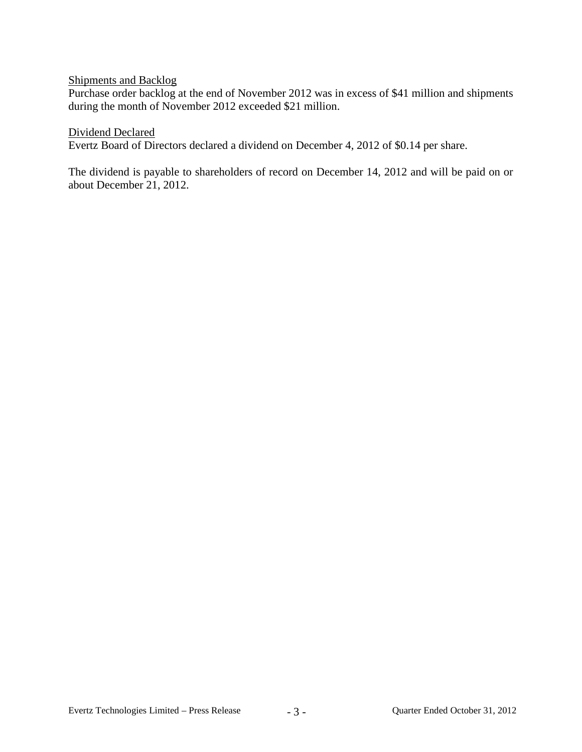Shipments and Backlog

Purchase order backlog at the end of November 2012 was in excess of $41 million and shipments during the month of November 2012 exceeded $21 million.

Dividend Declared

Evertz Board of Directors declared a dividend on December 4, 2012 of $0.14 per share.

The dividend is payable to shareholders of record on December 14, 2012 and will be paid on or about December 21, 2012.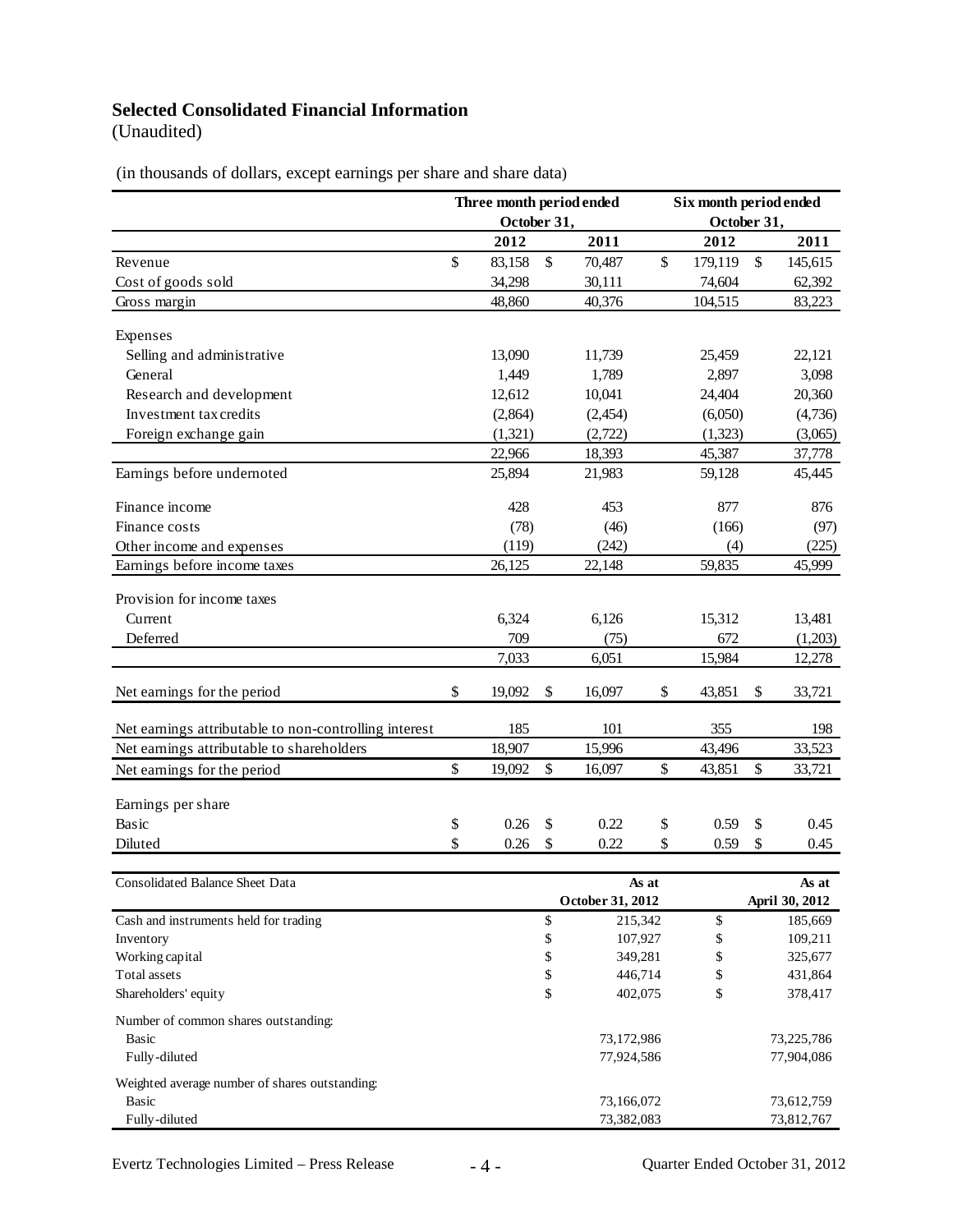## Selected Consolidated Financial Information

(Unaudited)

(in thousands of dollars, except earnings per share and share data)

| | Three month period ended October 31, | | Six month period ended October 31, | |
|---|---|---|---|---|
| | **2012** | **2011** | **2012** | **2011** |
| Revenue | $ 83,158 | $ 70,487 | $ 179,119 | $ 145,615 |
| Cost of goods sold | 34,298 | 30,111 | 74,604 | 62,392 |
| Gross margin | 48,860 | 40,376 | 104,515 | 83,223 |
| Expenses | | | | |
| Selling and administrative | 13,090 | 11,739 | 25,459 | 22,121 |
| General | 1,449 | 1,789 | 2,897 | 3,098 |
| Research and development | 12,612 | 10,041 | 24,404 | 20,360 |
| Investment tax credits | (2,864) | (2,454) | (6,050) | (4,736) |
| Foreign exchange gain | (1,321) | (2,722) | (1,323) | (3,065) |
| | 22,966 | 18,393 | 45,387 | 37,778 |
| Earnings before undernoted | 25,894 | 21,983 | 59,128 | 45,445 |
| Finance income | 428 | 453 | 877 | 876 |
| Finance costs | (78) | (46) | (166) | (97) |
| Other income and expenses | (119) | (242) | (4) | (225) |
| Earnings before income taxes | 26,125 | 22,148 | 59,835 | 45,999 |
| Provision for income taxes | | | | |
| Current | 6,324 | 6,126 | 15,312 | 13,481 |
| Deferred | 709 | (75) | 672 | (1,203) |
| | 7,033 | 6,051 | 15,984 | 12,278 |
| Net earnings for the period | $ 19,092 | $ 16,097 | $ 43,851 | $ 33,721 |
| Net earnings attributable to non-controlling interest | 185 | 101 | 355 | 198 |
| Net earnings attributable to shareholders | 18,907 | 15,996 | 43,496 | 33,523 |
| Net earnings for the period | $ 19,092 | $ 16,097 | $ 43,851 | $ 33,721 |
| Earnings per share | | | | |
| Basic | $ 0.26 | $ 0.22 | $ 0.59 | $ 0.45 |
| Diluted | $ 0.26 | $ 0.22 | $ 0.59 | $ 0.45 |

| Consolidated Balance Sheet Data | As at October 31, 2012 | As at April 30, 2012 |
|---|---|---|
| Cash and instruments held for trading | $ 215,342 | $ 185,669 |
| Inventory | $ 107,927 | $ 109,211 |
| Working capital | $ 349,281 | $ 325,677 |
| Total assets | $ 446,714 | $ 431,864 |
| Shareholders' equity | $ 402,075 | $ 378,417 |
| Number of common shares outstanding: | | |
| Basic | 73,172,986 | 73,225,786 |
| Fully-diluted | 77,924,586 | 77,904,086 |
| Weighted average number of shares outstanding: | | |
| Basic | 73,166,072 | 73,612,759 |
| Fully-diluted | 73,382,083 | 73,812,767 |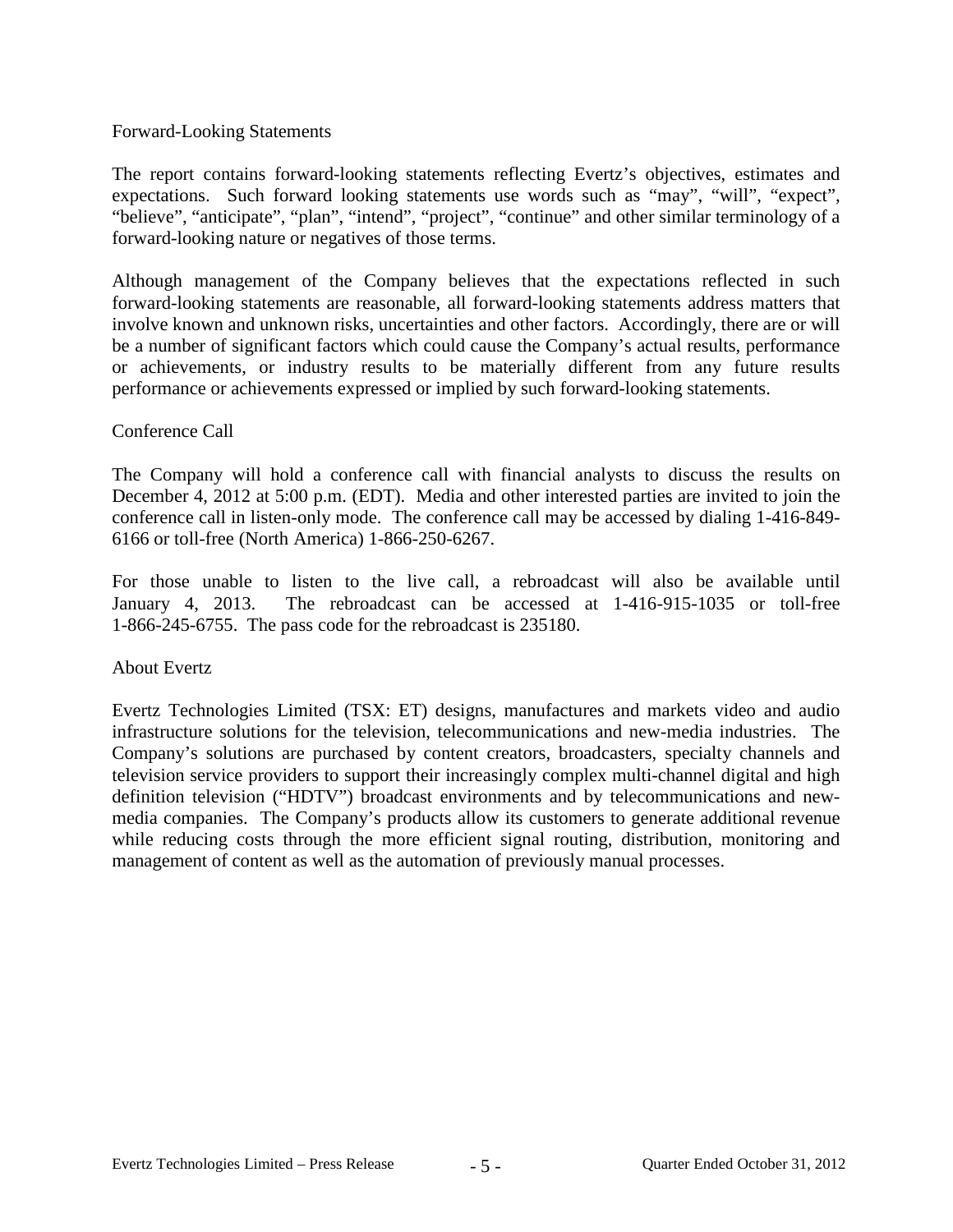## Forward-Looking Statements

The report contains forward-looking statements reflecting Evertz's objectives, estimates and expectations. Such forward looking statements use words such as "may", "will", "expect", "believe", "anticipate", "plan", "intend", "project", "continue" and other similar terminology of a forward-looking nature or negatives of those terms.

Although management of the Company believes that the expectations reflected in such forward-looking statements are reasonable, all forward-looking statements address matters that involve known and unknown risks, uncertainties and other factors. Accordingly, there are or will be a number of significant factors which could cause the Company's actual results, performance or achievements, or industry results to be materially different from any future results performance or achievements expressed or implied by such forward-looking statements.

## Conference Call

The Company will hold a conference call with financial analysts to discuss the results on December 4, 2012 at 5:00 p.m. (EDT). Media and other interested parties are invited to join the conference call in listen-only mode. The conference call may be accessed by dialing 1-416-849-6166 or toll-free (North America) 1-866-250-6267.

For those unable to listen to the live call, a rebroadcast will also be available until January 4, 2013. The rebroadcast can be accessed at 1-416-915-1035 or toll-free 1-866-245-6755. The pass code for the rebroadcast is 235180.

## About Evertz

Evertz Technologies Limited (TSX: ET) designs, manufactures and markets video and audio infrastructure solutions for the television, telecommunications and new-media industries. The Company's solutions are purchased by content creators, broadcasters, specialty channels and television service providers to support their increasingly complex multi-channel digital and high definition television ("HDTV") broadcast environments and by telecommunications and new-media companies. The Company's products allow its customers to generate additional revenue while reducing costs through the more efficient signal routing, distribution, monitoring and management of content as well as the automation of previously manual processes.